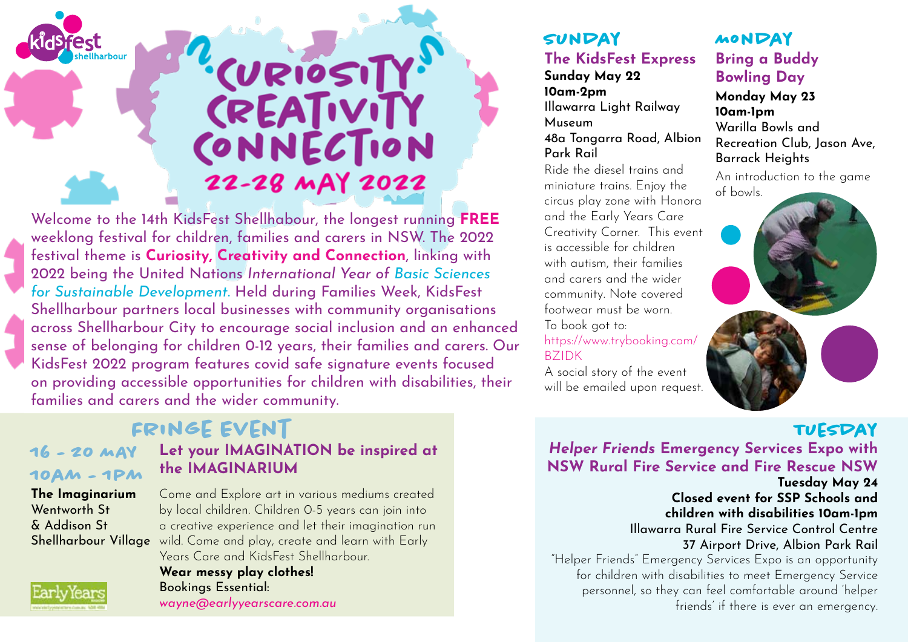kidsfest shellharbour

# Curiosity Creativity Connection

## 22-28 May 2022

Welcome to the 14th KidsFest Shellhabour, the longest running **FREE** weeklong festival for children, families and carers in NSW. The 2022 festival theme is **Curiosity, Creativity and Connection**, linking with 2022 being the United Nations *International Year of Basic Sciences for Sustainable Development.* Held during Families Week, KidsFest Shellharbour partners local businesses with community organisations across Shellharbour City to encourage social inclusion and an enhanced sense of belonging for children 0-12 years, their families and carers. Our KidsFest 2022 program features covid safe signature events focused on providing accessible opportunities for children with disabilities, their families and carers and the wider community.

## Fringe Event

### Let your IMAGINATION be inspired at the IMAGINARIUM

**16 - 20 May**
**10am - 1pm**

**The Imaginarium**
Wentworth St
& Addison St
Shellharbour Village

Come and Explore art in various mediums created by local children. Children 0-5 years can join into a creative experience and let their imagination run wild. Come and play, create and learn with Early Years Care and KidsFest Shellharbour.

**Wear messy play clothes!**

Bookings Essential:
*wayne@earlyyearscare.com.au*

Early Years

## Sunday

### The KidsFest Express

**Sunday May 22**
**10am-2pm**
Illawarra Light Railway Museum
48a Tongarra Road, Albion Park Rail

Ride the diesel trains and miniature trains. Enjoy the circus play zone with Honora and the Early Years Care Creativity Corner. This event is accessible for children with autism, their families and carers and the wider community. Note covered footwear must be worn.
To book got to:
https://www.trybooking.com/BZIDK
A social story of the event will be emailed upon request.

## Monday

### Bring a Buddy Bowling Day

**Monday May 23**
**10am-1pm**
Warilla Bowls and Recreation Club, Jason Ave, Barrack Heights

An introduction to the game of bowls.

## Tuesday

### *Helper Friends* Emergency Services Expo with NSW Rural Fire Service and Fire Rescue NSW

**Tuesday May 24**
**Closed event for SSP Schools and children with disabilities 10am-1pm**
Illawarra Rural Fire Service Control Centre
37 Airport Drive, Albion Park Rail

"Helper Friends" Emergency Services Expo is an opportunity for children with disabilities to meet Emergency Service personnel, so they can feel comfortable around 'helper friends' if there is ever an emergency.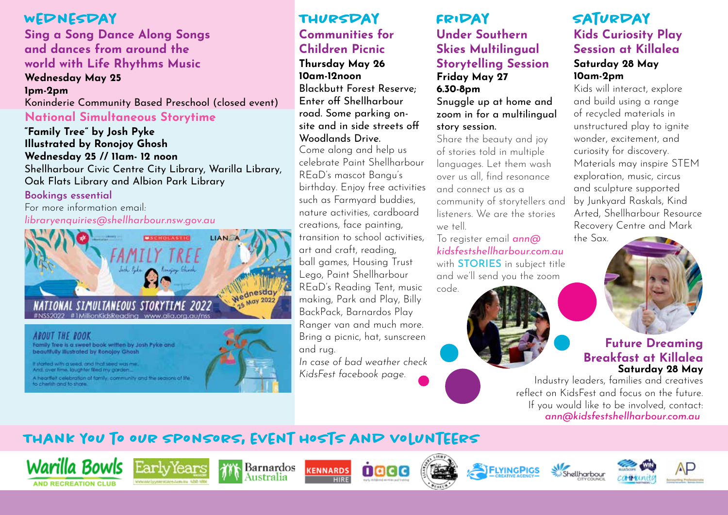## WEDNESDAY

### Sing a Song Dance Along Songs and dances from around the world with Life Rhythms Music

**Wednesday May 25**
**1pm-2pm**
Koninderie Community Based Preschool (closed event)

### National Simultaneous Storytime

**"Family Tree" by Josh Pyke**
**Illustrated by Ronojoy Ghosh**
**Wednesday 25 // 11am- 12 noon**
Shellharbour Civic Centre City Library, Warilla Library, Oak Flats Library and Albion Park Library

**Bookings essential**

For more information email:
*libraryenquiries@shellharbour.nsw.gov.au*

## THURSDAY

### Communities for Children Picnic

**Thursday May 26**
**10am-12noon**
Blackbutt Forest Reserve; Enter off Shellharbour road. Some parking on-site and in side streets off Woodlands Drive.

Come along and help us celebrate Paint Shellharbour REaD's mascot Bangu's birthday. Enjoy free activities such as Farmyard buddies, nature activities, cardboard creations, face painting, transition to school activities, art and craft, reading, ball games, Housing Trust Lego, Paint Shellharbour REaD's Reading Tent, music making, Park and Play, Billy BackPack, Barnardos Play Ranger van and much more. Bring a picnic, hat, sunscreen and rug.

*In case of bad weather check KidsFest facebook page.*

## FRIDAY

### Under Southern Skies Multilingual Storytelling Session

**Friday May 27**
**6.30-8pm**
**Snuggle up at home and zoom in for a multilingual story session.**

Share the beauty and joy of stories told in multiple languages. Let them wash over us all, find resonance and connect us as a community of storytellers and listeners. We are the stories we tell.

To register email *ann@kidsfestshellharbour.com.au* with **STORIES** in subject title and we'll send you the zoom code.

## SATURDAY

### Kids Curiosity Play Session at Killalea

**Saturday 28 May**
**10am-2pm**

Kids will interact, explore and build using a range of recycled materials in unstructured play to ignite wonder, excitement, and curiosity for discovery. Materials may inspire STEM exploration, music, circus and sculpture supported by Junkyard Raskals, Kind Arted, Shellharbour Resource Recovery Centre and Mark the Sax.

### Future Dreaming Breakfast at Killalea

**Saturday 28 May**

Industry leaders, families and creatives reflect on KidsFest and focus on the future. If you would like to be involved, contact:
*ann@kidsfestshellharbour.com.au*

## THANK YOU TO OUR SPONSORS, EVENT HOSTS AND VOLUNTEERS